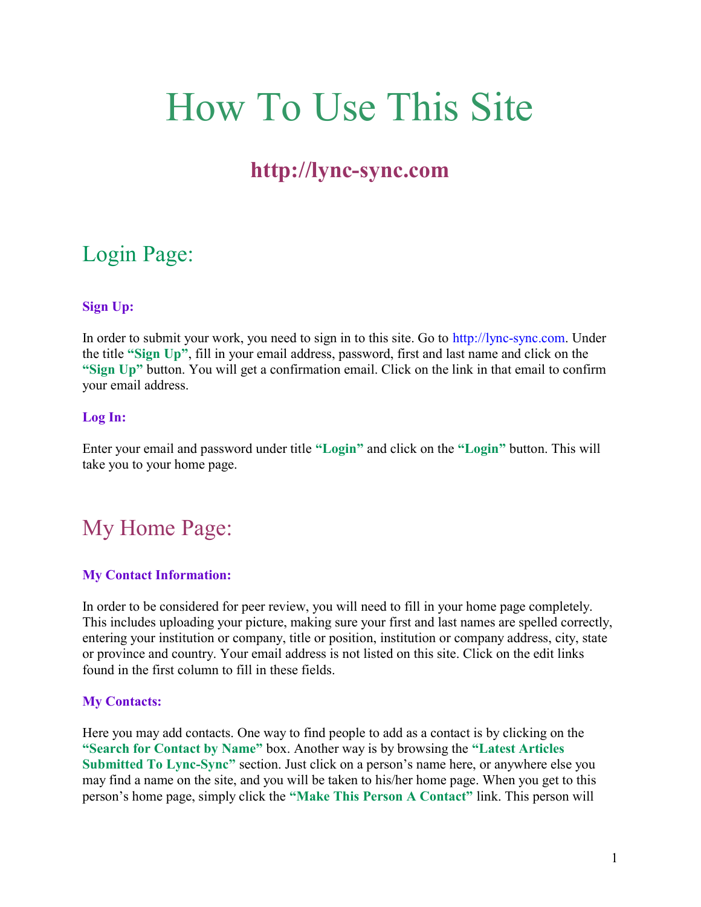# How To Use This Site

## http://lync-sync.com

## Login Page:

### Sign Up:

In order to submit your work, you need to sign in to this site. Go to http://lync-sync.com. Under the title **"Sign Up"**, fill in your email address, password, first and last name and click on the **"Sign Up"** button. You will get a confirmation email. Click on the link in that email to confirm your email address.

### Log In:

Enter your email and password under title **"Login"** and click on the **"Login"** button. This will take you to your home page.

## My Home Page:

### My Contact Information:

In order to be considered for peer review, you will need to fill in your home page completely. This includes uploading your picture, making sure your first and last names are spelled correctly, entering your institution or company, title or position, institution or company address, city, state or province and country. Your email address is not listed on this site. Click on the edit links found in the first column to fill in these fields.

### My Contacts:

Here you may add contacts. One way to find people to add as a contact is by clicking on the **"Search for Contact by Name"** box. Another way is by browsing the **"Latest Articles Submitted To Lync-Sync"** section. Just click on a person's name here, or anywhere else you may find a name on the site, and you will be taken to his/her home page. When you get to this person's home page, simply click the **"Make This Person A Contact"** link. This person will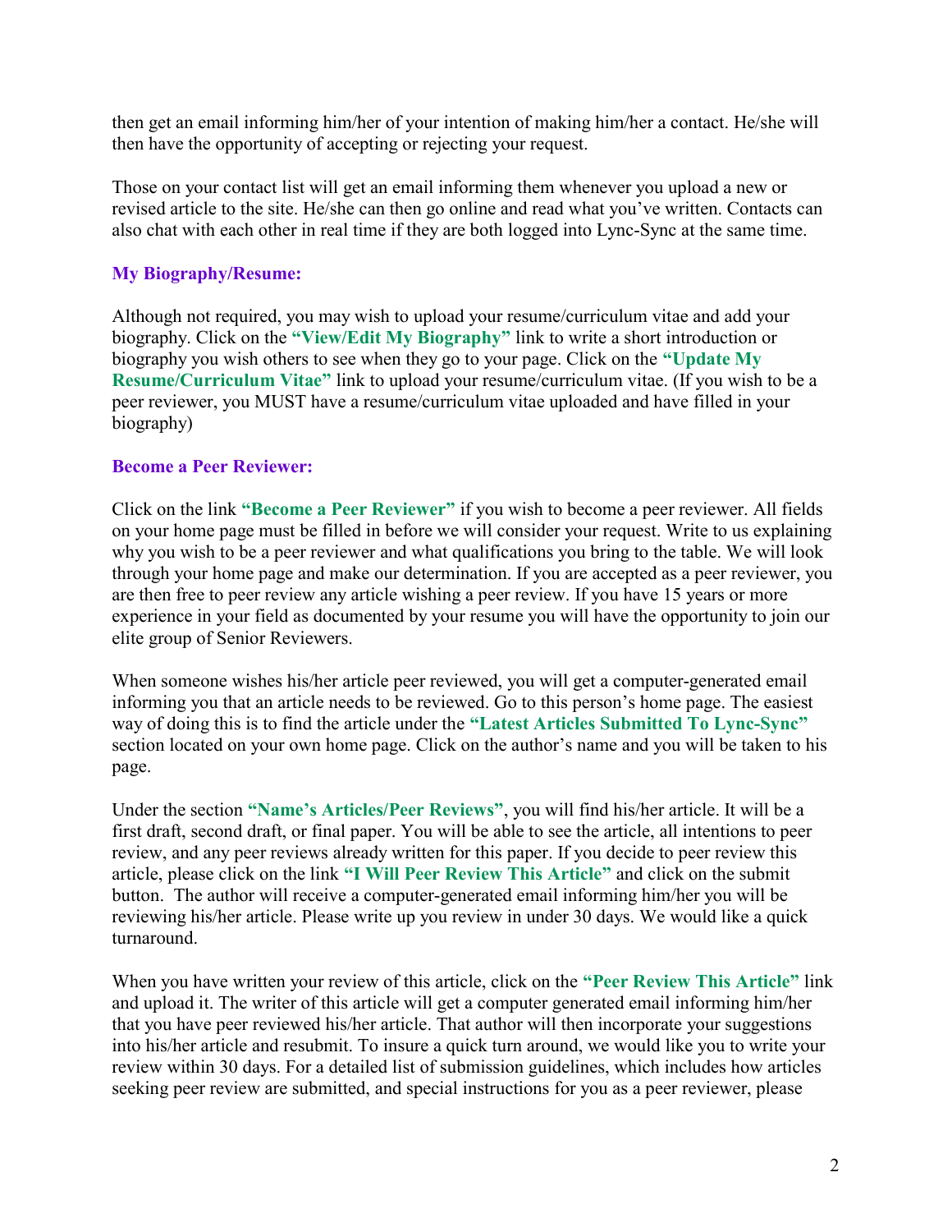then get an email informing him/her of your intention of making him/her a contact. He/she will then have the opportunity of accepting or rejecting your request.

Those on your contact list will get an email informing them whenever you upload a new or revised article to the site. He/she can then go online and read what you've written. Contacts can also chat with each other in real time if they are both logged into Lync-Sync at the same time.

### My Biography/Resume:

Although not required, you may wish to upload your resume/curriculum vitae and add your biography. Click on the **"View/Edit My Biography"** link to write a short introduction or biography you wish others to see when they go to your page. Click on the **"Update My Resume/Curriculum Vitae"** link to upload your resume/curriculum vitae. (If you wish to be a peer reviewer, you MUST have a resume/curriculum vitae uploaded and have filled in your biography)

### Become a Peer Reviewer:

Click on the link **"Become a Peer Reviewer"** if you wish to become a peer reviewer. All fields on your home page must be filled in before we will consider your request. Write to us explaining why you wish to be a peer reviewer and what qualifications you bring to the table. We will look through your home page and make our determination. If you are accepted as a peer reviewer, you are then free to peer review any article wishing a peer review. If you have 15 years or more experience in your field as documented by your resume you will have the opportunity to join our elite group of Senior Reviewers.

When someone wishes his/her article peer reviewed, you will get a computer-generated email informing you that an article needs to be reviewed. Go to this person's home page. The easiest way of doing this is to find the article under the **"Latest Articles Submitted To Lync-Sync"** section located on your own home page. Click on the author's name and you will be taken to his page.

Under the section **"Name's Articles/Peer Reviews"**, you will find his/her article. It will be a first draft, second draft, or final paper. You will be able to see the article, all intentions to peer review, and any peer reviews already written for this paper. If you decide to peer review this article, please click on the link **"I Will Peer Review This Article"** and click on the submit button. The author will receive a computer-generated email informing him/her you will be reviewing his/her article. Please write up you review in under 30 days. We would like a quick turnaround.

When you have written your review of this article, click on the **"Peer Review This Article"** link and upload it. The writer of this article will get a computer generated email informing him/her that you have peer reviewed his/her article. That author will then incorporate your suggestions into his/her article and resubmit. To insure a quick turn around, we would like you to write your review within 30 days. For a detailed list of submission guidelines, which includes how articles seeking peer review are submitted, and special instructions for you as a peer reviewer, please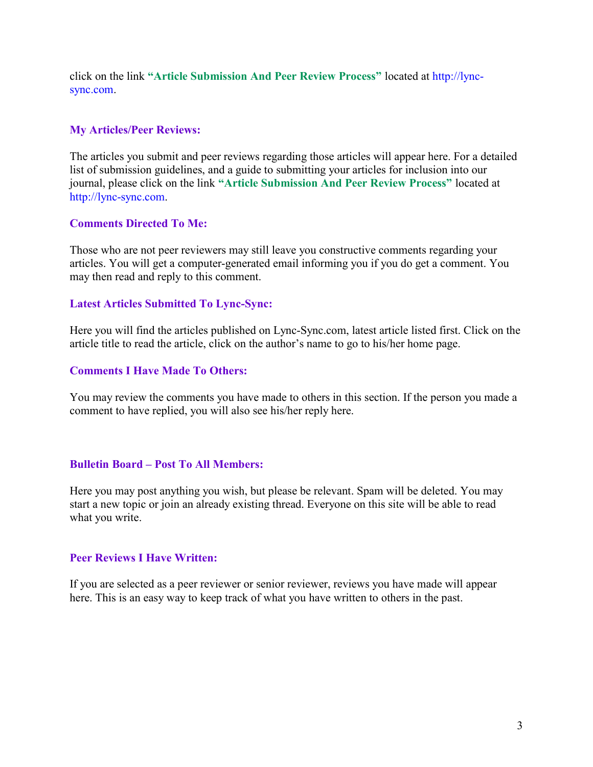click on the link **"Article Submission And Peer Review Process"** located at http://lync-sync.com.

### My Articles/Peer Reviews:

The articles you submit and peer reviews regarding those articles will appear here. For a detailed list of submission guidelines, and a guide to submitting your articles for inclusion into our journal, please click on the link **"Article Submission And Peer Review Process"** located at http://lync-sync.com.

### Comments Directed To Me:

Those who are not peer reviewers may still leave you constructive comments regarding your articles. You will get a computer-generated email informing you if you do get a comment. You may then read and reply to this comment.

### Latest Articles Submitted To Lync-Sync:

Here you will find the articles published on Lync-Sync.com, latest article listed first. Click on the article title to read the article, click on the author's name to go to his/her home page.

### Comments I Have Made To Others:

You may review the comments you have made to others in this section. If the person you made a comment to have replied, you will also see his/her reply here.

### Bulletin Board – Post To All Members:

Here you may post anything you wish, but please be relevant. Spam will be deleted. You may start a new topic or join an already existing thread. Everyone on this site will be able to read what you write.

### Peer Reviews I Have Written:

If you are selected as a peer reviewer or senior reviewer, reviews you have made will appear here. This is an easy way to keep track of what you have written to others in the past.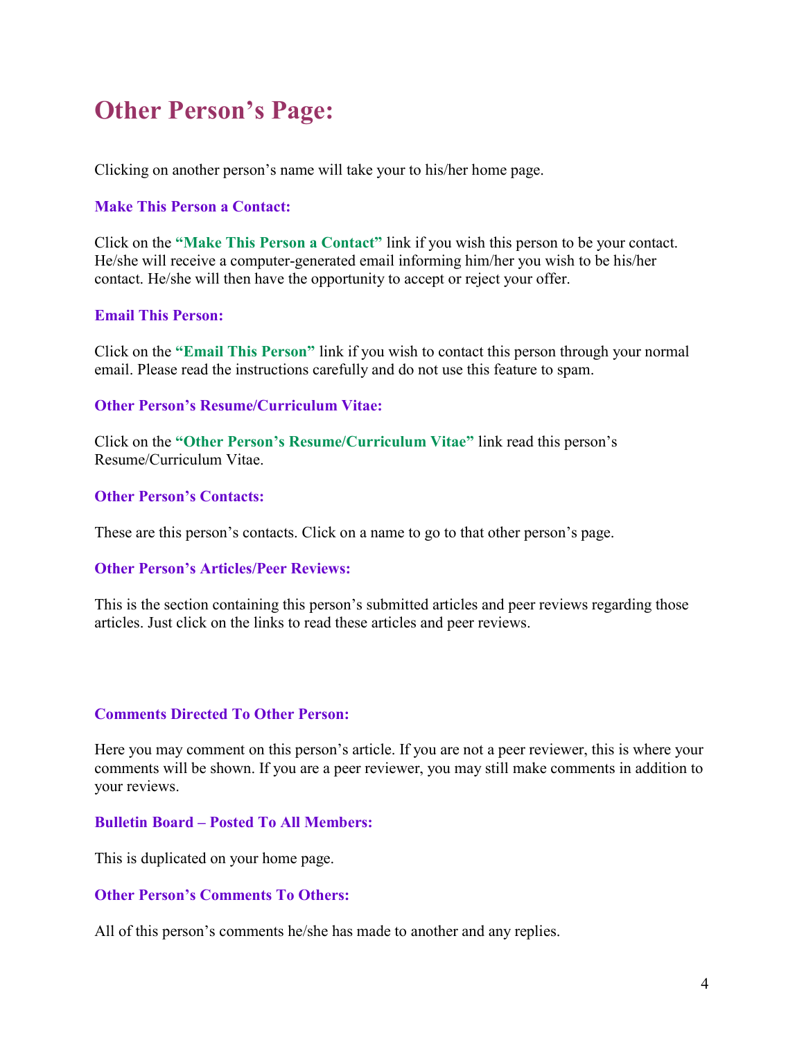# Other Person's Page:

Clicking on another person's name will take your to his/her home page.

### Make This Person a Contact:

Click on the **"Make This Person a Contact"** link if you wish this person to be your contact. He/she will receive a computer-generated email informing him/her you wish to be his/her contact. He/she will then have the opportunity to accept or reject your offer.

### Email This Person:

Click on the **"Email This Person"** link if you wish to contact this person through your normal email. Please read the instructions carefully and do not use this feature to spam.

### Other Person's Resume/Curriculum Vitae:

Click on the **"Other Person's Resume/Curriculum Vitae"** link read this person's Resume/Curriculum Vitae.

### Other Person's Contacts:

These are this person's contacts. Click on a name to go to that other person's page.

### Other Person's Articles/Peer Reviews:

This is the section containing this person's submitted articles and peer reviews regarding those articles. Just click on the links to read these articles and peer reviews.

### Comments Directed To Other Person:

Here you may comment on this person's article. If you are not a peer reviewer, this is where your comments will be shown. If you are a peer reviewer, you may still make comments in addition to your reviews.

### Bulletin Board – Posted To All Members:

This is duplicated on your home page.

### Other Person's Comments To Others:

All of this person's comments he/she has made to another and any replies.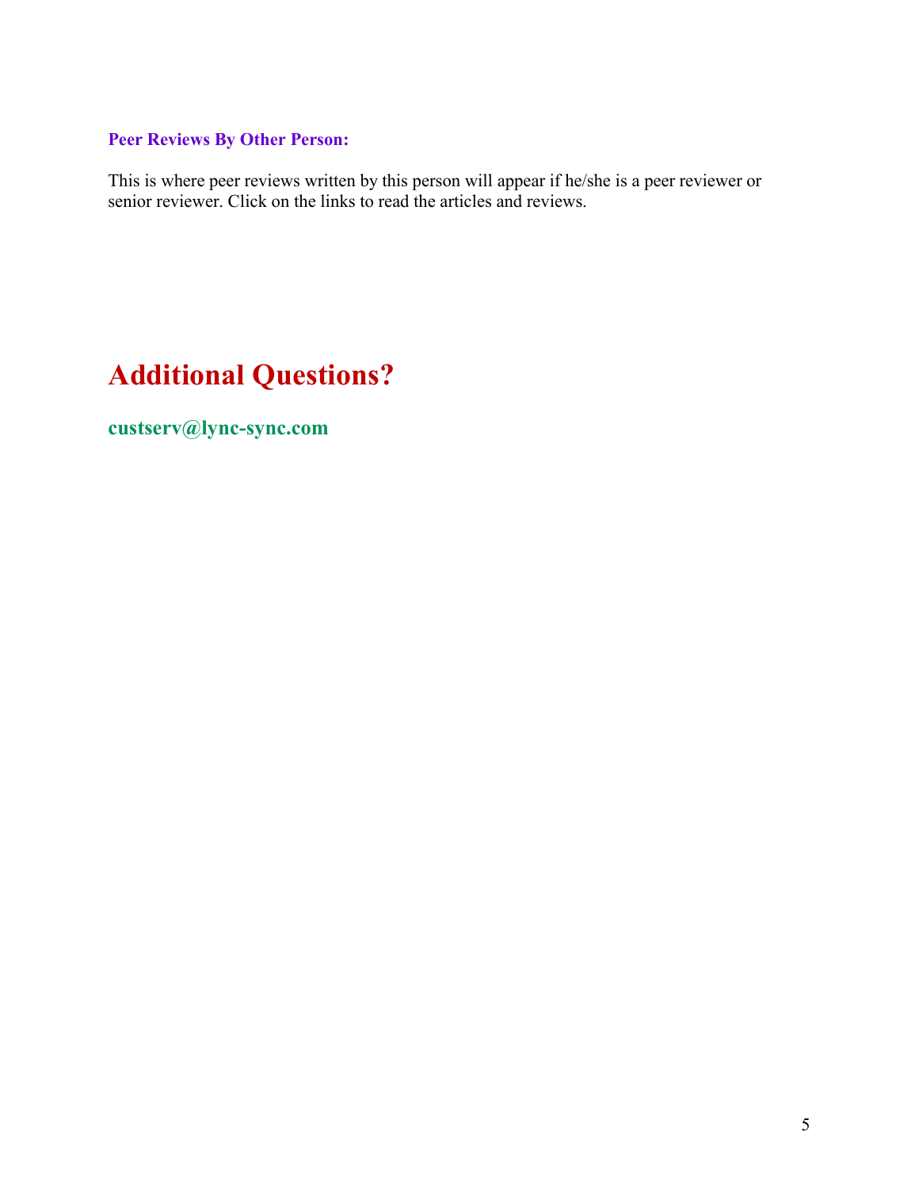### Peer Reviews By Other Person:

This is where peer reviews written by this person will appear if he/she is a peer reviewer or senior reviewer. Click on the links to read the articles and reviews.

# Additional Questions?

**custserv@lync-sync.com**